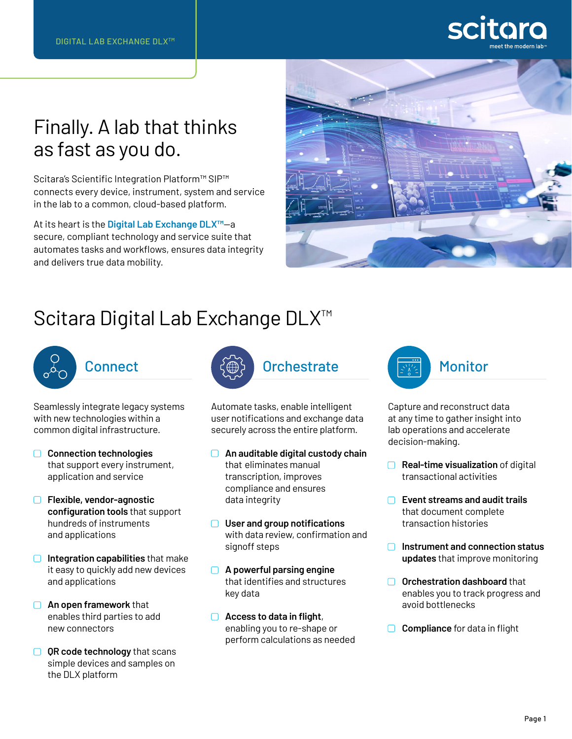DIGITAL LAB EXCHANGE DLX™

scitara
meet the modern lab™

# Finally. A lab that thinks as fast as you do.

Scitara's Scientific Integration Platform™ SIP™ connects every device, instrument, system and service in the lab to a common, cloud-based platform.

At its heart is the **Digital Lab Exchange DLX™**—a secure, compliant technology and service suite that automates tasks and workflows, ensures data integrity and delivers true data mobility.

## Scitara Digital Lab Exchange DLX™

### Connect

Seamlessly integrate legacy systems with new technologies within a common digital infrastructure.

- **Connection technologies** that support every instrument, application and service
- **Flexible, vendor-agnostic configuration tools** that support hundreds of instruments and applications
- **Integration capabilities** that make it easy to quickly add new devices and applications
- **An open framework** that enables third parties to add new connectors
- **QR code technology** that scans simple devices and samples on the DLX platform

### Orchestrate

Automate tasks, enable intelligent user notifications and exchange data securely across the entire platform.

- **An auditable digital custody chain** that eliminates manual transcription, improves compliance and ensures data integrity
- **User and group notifications** with data review, confirmation and signoff steps
- **A powerful parsing engine** that identifies and structures key data
- **Access to data in flight**, enabling you to re-shape or perform calculations as needed

### Monitor

Capture and reconstruct data at any time to gather insight into lab operations and accelerate decision-making.

- **Real-time visualization** of digital transactional activities
- **Event streams and audit trails** that document complete transaction histories
- **Instrument and connection status updates** that improve monitoring
- **Orchestration dashboard** that enables you to track progress and avoid bottlenecks
- **Compliance** for data in flight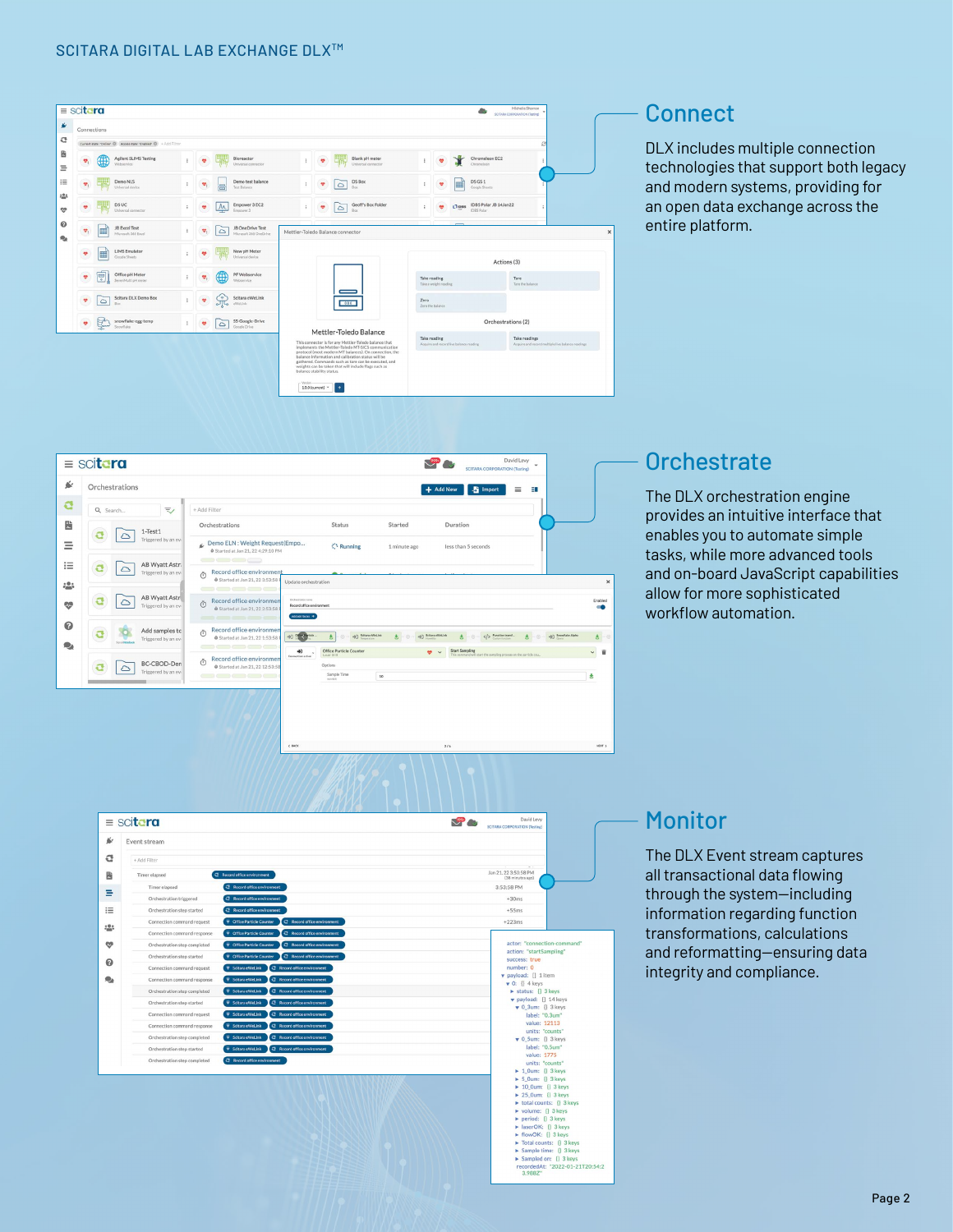SCITARA DIGITAL LAB EXCHANGE DLX™

## Connect

DLX includes multiple connection technologies that support both legacy and modern systems, providing for an open data exchange across the entire platform.

## Orchestrate

The DLX orchestration engine provides an intuitive interface that enables you to automate simple tasks, while more advanced tools and on-board JavaScript capabilities allow for more sophisticated workflow automation.

## Monitor

The DLX Event stream captures all transactional data flowing through the system—including information regarding function transformations, calculations and reformatting—ensuring data integrity and compliance.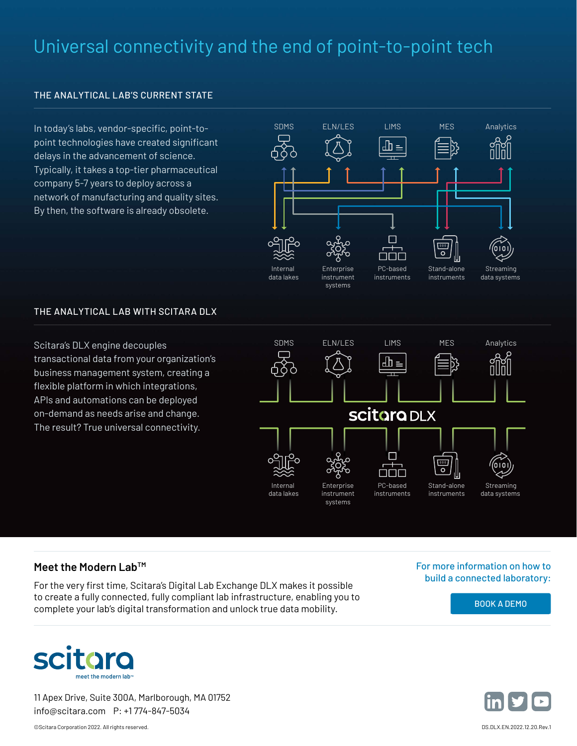# Universal connectivity and the end of point-to-point tech

## THE ANALYTICAL LAB'S CURRENT STATE

In today's labs, vendor-specific, point-to-point technologies have created significant delays in the advancement of science. Typically, it takes a top-tier pharmaceutical company 5-7 years to deploy across a network of manufacturing and quality sites. By then, the software is already obsolete.

SDMS
ELN/LES
LIMS
MES
Analytics

Internal data lakes
Enterprise instrument systems
PC-based instruments
Stand-alone instruments
Streaming data systems

## THE ANALYTICAL LAB WITH SCITARA DLX

Scitara's DLX engine decouples transactional data from your organization's business management system, creating a flexible platform in which integrations, APIs and automations can be deployed on-demand as needs arise and change. The result? True universal connectivity.

SDMS
ELN/LES
LIMS
MES
Analytics

scitara DLX

Internal data lakes
Enterprise instrument systems
PC-based instruments
Stand-alone instruments
Streaming data systems

### Meet the Modern Lab™

For the very first time, Scitara's Digital Lab Exchange DLX makes it possible to create a fully connected, fully compliant lab infrastructure, enabling you to complete your lab's digital transformation and unlock true data mobility.

For more information on how to build a connected laboratory:

BOOK A DEMO

scitara
meet the modern lab™

11 Apex Drive, Suite 300A, Marlborough, MA 01752
info@scitara.com P: +1 774-847-5034

©Scitara Corporation 2022. All rights reserved.

DS.DLX.EN.2022.12.20.Rev.1